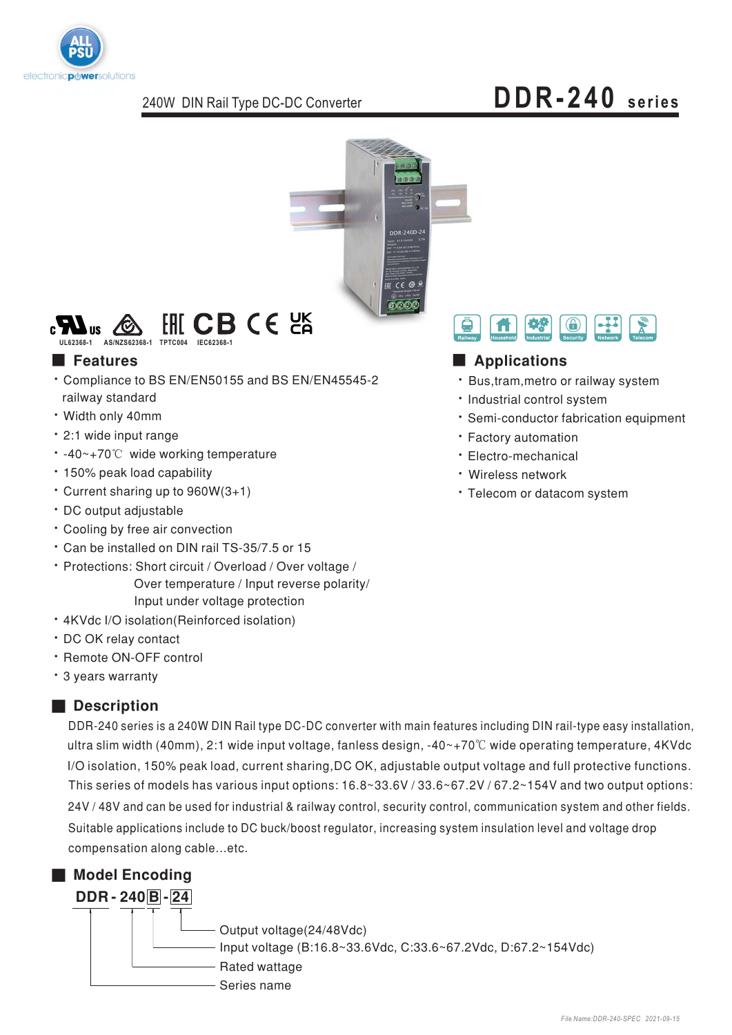240W DIN Rail Type DC-DC Converter

# DDR-240 series

UL62368-1 AS/NZS62368-1 TPTC004 IEC62368-1

Railway Household Industrial Security Network Telecom

## Features

- Compliance to BS EN/EN50155 and BS EN/EN45545-2 railway standard
- Width only 40mm
- 2:1 wide input range
- -40~+70℃ wide working temperature
- 150% peak load capability
- Current sharing up to 960W(3+1)
- DC output adjustable
- Cooling by free air convection
- Can be installed on DIN rail TS-35/7.5 or 15
- Protections: Short circuit / Overload / Over voltage / Over temperature / Input reverse polarity/ Input under voltage protection
- 4KVdc I/O isolation(Reinforced isolation)
- DC OK relay contact
- Remote ON-OFF control
- 3 years warranty

## Applications

- Bus,tram,metro or railway system
- Industrial control system
- Semi-conductor fabrication equipment
- Factory automation
- Electro-mechanical
- Wireless network
- Telecom or datacom system

## Description

DDR-240 series is a 240W DIN Rail type DC-DC converter with main features including DIN rail-type easy installation, ultra slim width (40mm), 2:1 wide input voltage, fanless design, -40~+70℃ wide operating temperature, 4KVdc I/O isolation, 150% peak load, current sharing,DC OK, adjustable output voltage and full protective functions. This series of models has various input options: 16.8~33.6V / 33.6~67.2V / 67.2~154V and two output options: 24V / 48V and can be used for industrial & railway control, security control, communication system and other fields. Suitable applications include to DC buck/boost regulator, increasing system insulation level and voltage drop compensation along cable...etc.

## Model Encoding

**DDR - 240 B - 24**

- 24: Output voltage(24/48Vdc)
- B: Input voltage (B:16.8~33.6Vdc, C:33.6~67.2Vdc, D:67.2~154Vdc)
- 240: Rated wattage
- DDR: Series name

File Name:DDR-240-SPEC 2021-09-15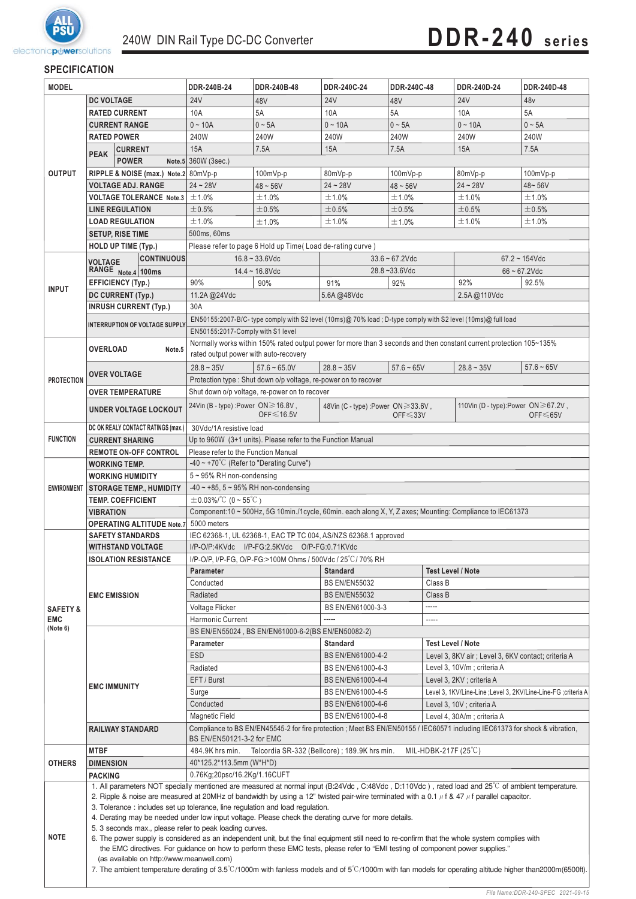240W DIN Rail Type DC-DC Converter

# DDR-240 series

## SPECIFICATION

| MODEL | | DDR-240B-24 | DDR-240B-48 | DDR-240C-24 | DDR-240C-48 | DDR-240D-24 | DDR-240D-48 |
|---|---|---|---|---|---|---|---|
| OUTPUT | DC VOLTAGE | 24V | 48V | 24V | 48V | 24V | 48v |
| | RATED CURRENT | 10A | 5A | 10A | 5A | 10A | 5A |
| | CURRENT RANGE | 0 ~ 10A | 0 ~ 5A | 0 ~ 10A | 0 ~ 5A | 0 ~ 10A | 0 ~ 5A |
| | RATED POWER | 240W | 240W | 240W | 240W | 240W | 240W |
| | PEAK CURRENT | 15A | 7.5A | 15A | 7.5A | 15A | 7.5A |
| | PEAK POWER Note.5 | 360W (3sec.) | | | | | |
| | RIPPLE & NOISE (max.) Note.2 | 80mVp-p | 100mVp-p | 80mVp-p | 100mVp-p | 80mVp-p | 100mVp-p |
| | VOLTAGE ADJ. RANGE | 24 ~ 28V | 48 ~ 56V | 24 ~ 28V | 48 ~ 56V | 24 ~ 28V | 48~ 56V |
| | VOLTAGE TOLERANCE Note.3 | ±1.0% | ±1.0% | ±1.0% | ±1.0% | ±1.0% | ±1.0% |
| | LINE REGULATION | ±0.5% | ±0.5% | ±0.5% | ±0.5% | ±0.5% | ±0.5% |
| | LOAD REGULATION | ±1.0% | ±1.0% | ±1.0% | ±1.0% | ±1.0% | ±1.0% |
| | SETUP, RISE TIME | 500ms, 60ms | | | | | |
| | HOLD UP TIME (Typ.) | Please refer to page 6 Hold up Time( Load de-rating curve ) | | | | | |
| INPUT | VOLTAGE RANGE Note.4 CONTINUOUS | 16.8 ~ 33.6Vdc | | 33.6 ~ 67.2Vdc | | 67.2 ~ 154Vdc | |
| | VOLTAGE RANGE Note.4 100ms | 14.4 ~ 16.8Vdc | | 28.8 ~33.6Vdc | | 66 ~ 67.2Vdc | |
| | EFFICIENCY (Typ.) | 90% | 90% | 91% | 92% | 92% | 92.5% |
| | DC CURRENT (Typ.) | 11.2A @24Vdc | | 5.6A @48Vdc | | 2.5A @110Vdc | |
| | INRUSH CURRENT (Typ.) | 30A | | | | | |
| | INTERRUPTION OF VOLTAGE SUPPLY | EN50155:2007-B/C- type comply with S2 level (10ms)@ 70% load ; D-type comply with S2 level (10ms)@ full load<br>EN50155:2017-Comply with S1 level | | | | | |
| PROTECTION | OVERLOAD Note.5 | Normally works within 150% rated output power for more than 3 seconds and then constant current protection 105~135% rated output power with auto-recovery | | | | | |
| | OVER VOLTAGE | 28.8 ~ 35V | 57.6 ~ 65.0V | 28.8 ~ 35V | 57.6 ~ 65V | 28.8 ~ 35V | 57.6 ~ 65V |
| | | Protection type : Shut down o/p voltage, re-power on to recover | | | | | |
| | OVER TEMPERATURE | Shut down o/p voltage, re-power on to recover | | | | | |
| | UNDER VOLTAGE LOCKOUT | 24Vin (B - type) :Power ON≥16.8V , OFF≤16.5V | | 48Vin (C - type) :Power ON≥33.6V , OFF≤33V | | 110Vin (D - type):Power ON≥67.2V , OFF≤65V | |
| FUNCTION | DC OK REALY CONTACT RATINGS (max.) | 30Vdc/1A resistive load | | | | | |
| | CURRENT SHARING | Up to 960W (3+1 units). Please refer to the Function Manual | | | | | |
| | REMOTE ON-OFF CONTROL | Please refer to the Function Manual | | | | | |
| ENVIRONMENT | WORKING TEMP. | -40 ~ +70℃ (Refer to "Derating Curve") | | | | | |
| | WORKING HUMIDITY | 5 ~ 95% RH non-condensing | | | | | |
| | STORAGE TEMP., HUMIDITY | -40 ~ +85, 5 ~ 95% RH non-condensing | | | | | |
| | TEMP. COEFFICIENT | ±0.03%/℃ (0 ~ 55℃ ) | | | | | |
| | VIBRATION | Component:10 ~ 500Hz, 5G 10min./1cycle, 60min. each along X, Y, Z axes; Mounting: Compliance to IEC61373 | | | | | |
| | OPERATING ALTITUDE Note.7 | 5000 meters | | | | | |
| SAFETY & EMC (Note 6) | SAFETY STANDARDS | IEC 62368-1, UL 62368-1, EAC TP TC 004, AS/NZS 62368.1 approved | | | | | |
| | WITHSTAND VOLTAGE | I/P-O/P:4KVdc I/P-FG:2.5KVdc O/P-FG:0.71KVdc | | | | | |
| | ISOLATION RESISTANCE | I/P-O/P, I/P-FG, O/P-FG:>100M Ohms / 500Vdc / 25℃/ 70% RH | | | | | |
| | EMC EMISSION | Parameter | | Standard | | Test Level / Note | |
| | | Conducted | | BS EN/EN55032 | | Class B | |
| | | Radiated | | BS EN/EN55032 | | Class B | |
| | | Voltage Flicker | | BS EN/EN61000-3-3 | | ----- | |
| | | Harmonic Current | | ----- | | ----- | |
| | EMC IMMUNITY | BS EN/EN55024 , BS EN/EN61000-6-2(BS EN/EN50082-2) | | | | | |
| | | Parameter | | Standard | | Test Level / Note | |
| | | ESD | | BS EN/EN61000-4-2 | | Level 3, 8KV air ; Level 3, 6KV contact; criteria A | |
| | | Radiated | | BS EN/EN61000-4-3 | | Level 3, 10V/m ; criteria A | |
| | | EFT / Burst | | BS EN/EN61000-4-4 | | Level 3, 2KV ; criteria A | |
| | | Surge | | BS EN/EN61000-4-5 | | Level 3, 1KV/Line-Line ;Level 3, 2KV/Line-Line-FG ;criteria A | |
| | | Conducted | | BS EN/EN61000-4-6 | | Level 3, 10V ; criteria A | |
| | | Magnetic Field | | BS EN/EN61000-4-8 | | Level 4, 30A/m ; criteria A | |
| | RAILWAY STANDARD | Compliance to BS EN/EN45545-2 for fire protection ; Meet BS EN/EN50155 / IEC60571 including IEC61373 for shock & vibration, BS EN/EN50121-3-2 for EMC | | | | | |
| OTHERS | MTBF | 484.9K hrs min. Telcordia SR-332 (Bellcore) ; 189.9K hrs min. MIL-HDBK-217F (25℃) | | | | | |
| | DIMENSION | 40*125.2*113.5mm (W*H*D) | | | | | |
| | PACKING | 0.76Kg;20psc/16.2Kg/1.16CUFT | | | | | |

**NOTE**

1. All parameters NOT specially mentioned are measured at normal input (B:24Vdc , C:48Vdc , D:110Vdc ) , rated load and 25℃ of ambient temperature.
2. Ripple & noise are measured at 20MHz of bandwidth by using a 12" twisted pair-wire terminated with a 0.1 μf & 47 μf parallel capacitor.
3. Tolerance : includes set up tolerance, line regulation and load regulation.
4. Derating may be needed under low input voltage. Please check the derating curve for more details.
5. 3 seconds max., please refer to peak loading curves.
6. The power supply is considered as an independent unit, but the final equipment still need to re-confirm that the whole system complies with the EMC directives. For guidance on how to perform these EMC tests, please refer to "EMI testing of component power supplies." (as available on http://www.meanwell.com)
7. The ambient temperature derating of 3.5℃/1000m with fanless models and of 5℃/1000m with fan models for operating altitude higher than2000m(6500ft).

File Name:DDR-240-SPEC 2021-09-15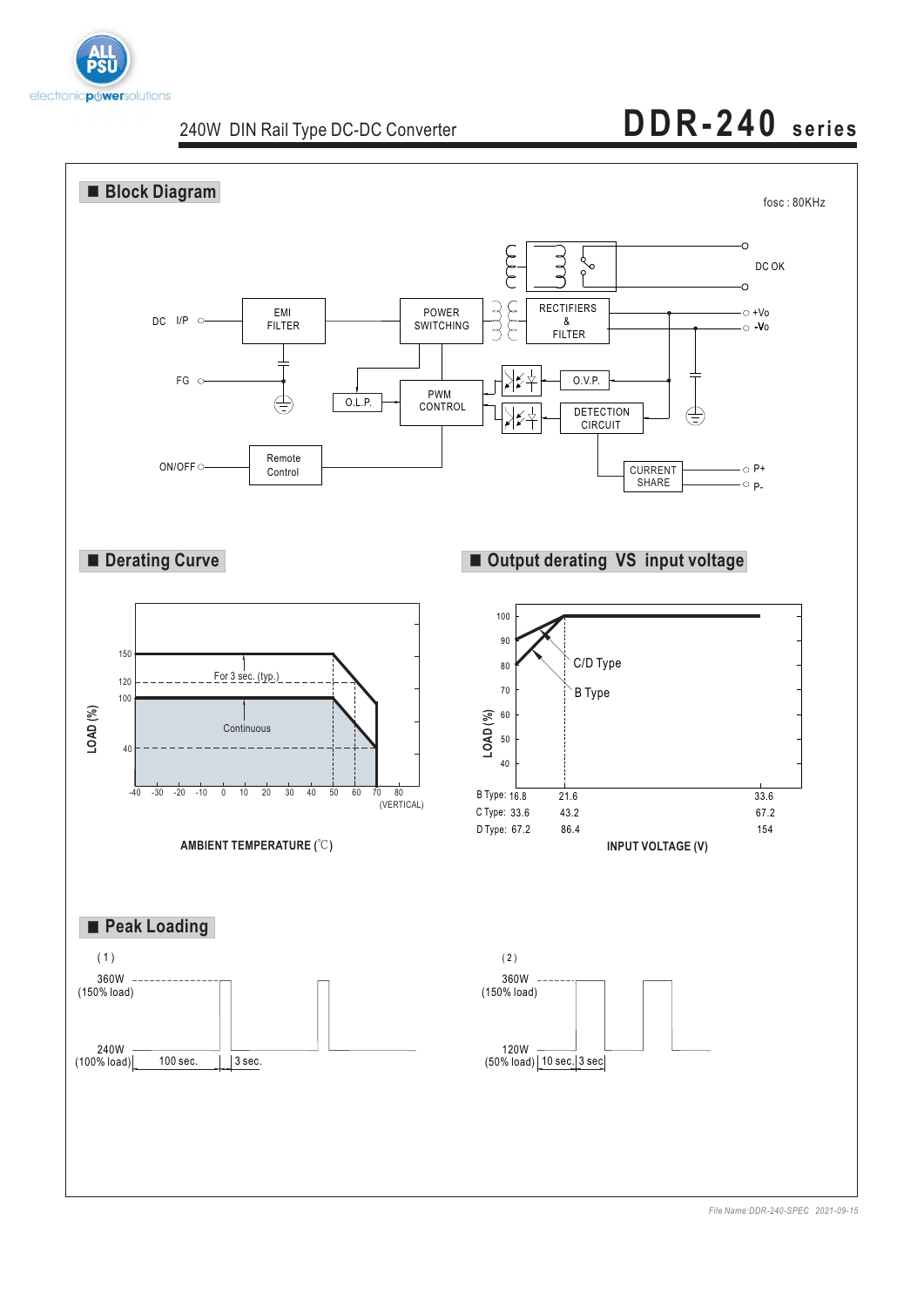## Block Diagram

fosc : 80KHz

DC I/P, FG, ON/OFF, EMI FILTER, POWER SWITCHING, RECTIFIERS & FILTER, DC OK, +Vo, -Vo, O.L.P., PWM CONTROL, O.V.P., DETECTION CIRCUIT, Remote Control, CURRENT SHARE, P+, P-

## Derating Curve

LOAD (%): 40, 100, 120, 150

For 3 sec. (typ.)

Continuous

-40, -30, -20, -10, 0, 10, 20, 30, 40, 50, 60, 70, 80 (VERTICAL)

AMBIENT TEMPERATURE (℃)

## Output derating VS input voltage

LOAD (%): 40, 50, 60, 70, 80, 90, 100

C/D Type

B Type

| | | | |
|---|---|---|---|
| B Type: | 16.8 | 21.6 | 33.6 |
| C Type: | 33.6 | 43.2 | 67.2 |
| D Type: | 67.2 | 86.4 | 154 |

INPUT VOLTAGE (V)

## Peak Loading

(1)

360W (150% load)

240W (100% load)

100 sec. | 3 sec.

(2)

360W (150% load)

120W (50% load)

10 sec. | 3 sec

*File Name:DDR-240-SPEC 2021-09-15*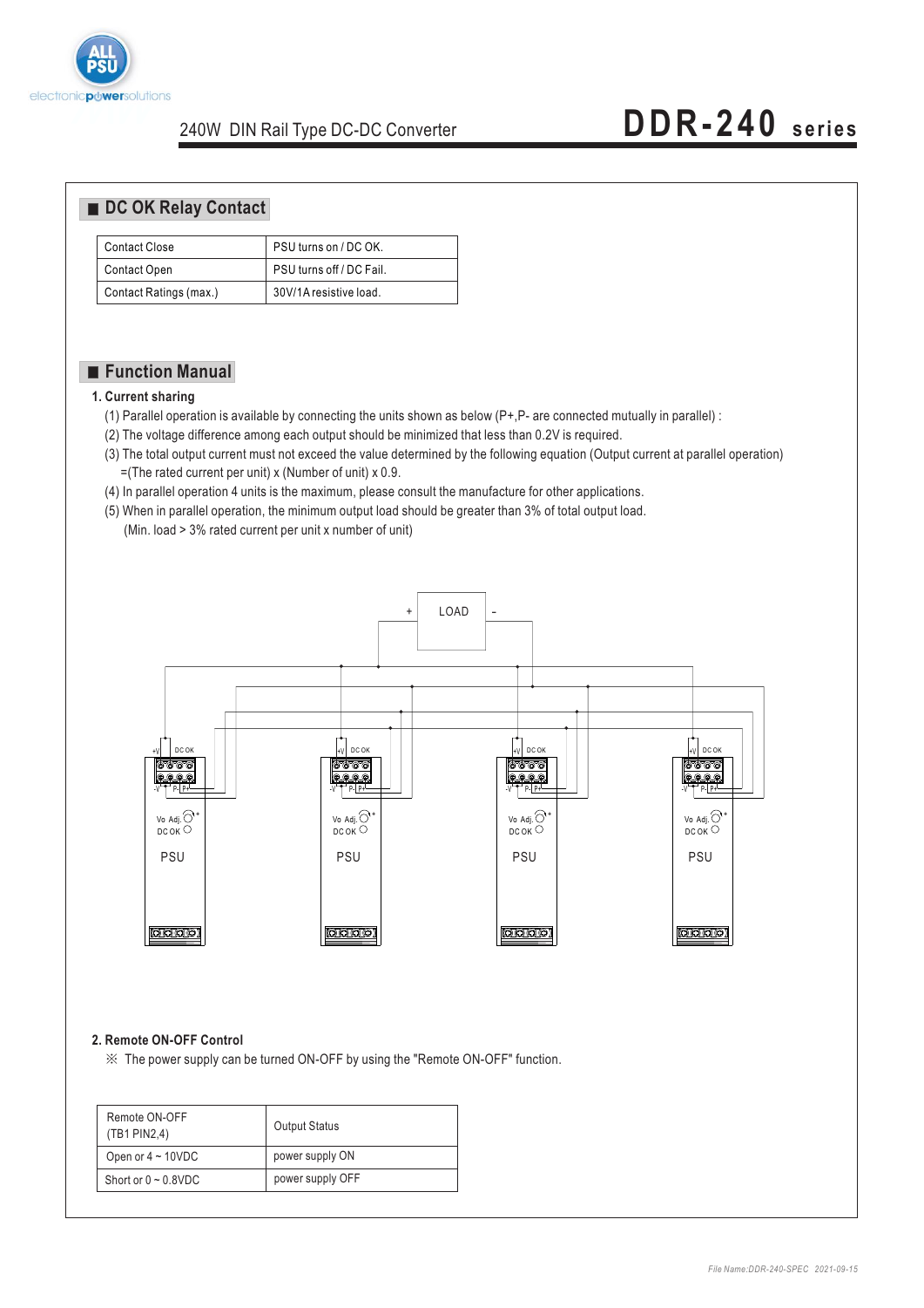## DC OK Relay Contact

| Contact Close | PSU turns on / DC OK. |
|---|---|
| Contact Open | PSU turns off / DC Fail. |
| Contact Ratings (max.) | 30V/1A resistive load. |

## Function Manual

**1. Current sharing**

(1) Parallel operation is available by connecting the units shown as below (P+,P- are connected mutually in parallel) :

(2) The voltage difference among each output should be minimized that less than 0.2V is required.

(3) The total output current must not exceed the value determined by the following equation (Output current at parallel operation) =(The rated current per unit) x (Number of unit) x 0.9.

(4) In parallel operation 4 units is the maximum, please consult the manufacture for other applications.

(5) When in parallel operation, the minimum output load should be greater than 3% of total output load. (Min. load > 3% rated current per unit x number of unit)

**2. Remote ON-OFF Control**

※ The power supply can be turned ON-OFF by using the "Remote ON-OFF" function.

| Remote ON-OFF (TB1 PIN2,4) | Output Status |
|---|---|
| Open or 4 ~ 10VDC | power supply ON |
| Short or 0 ~ 0.8VDC | power supply OFF |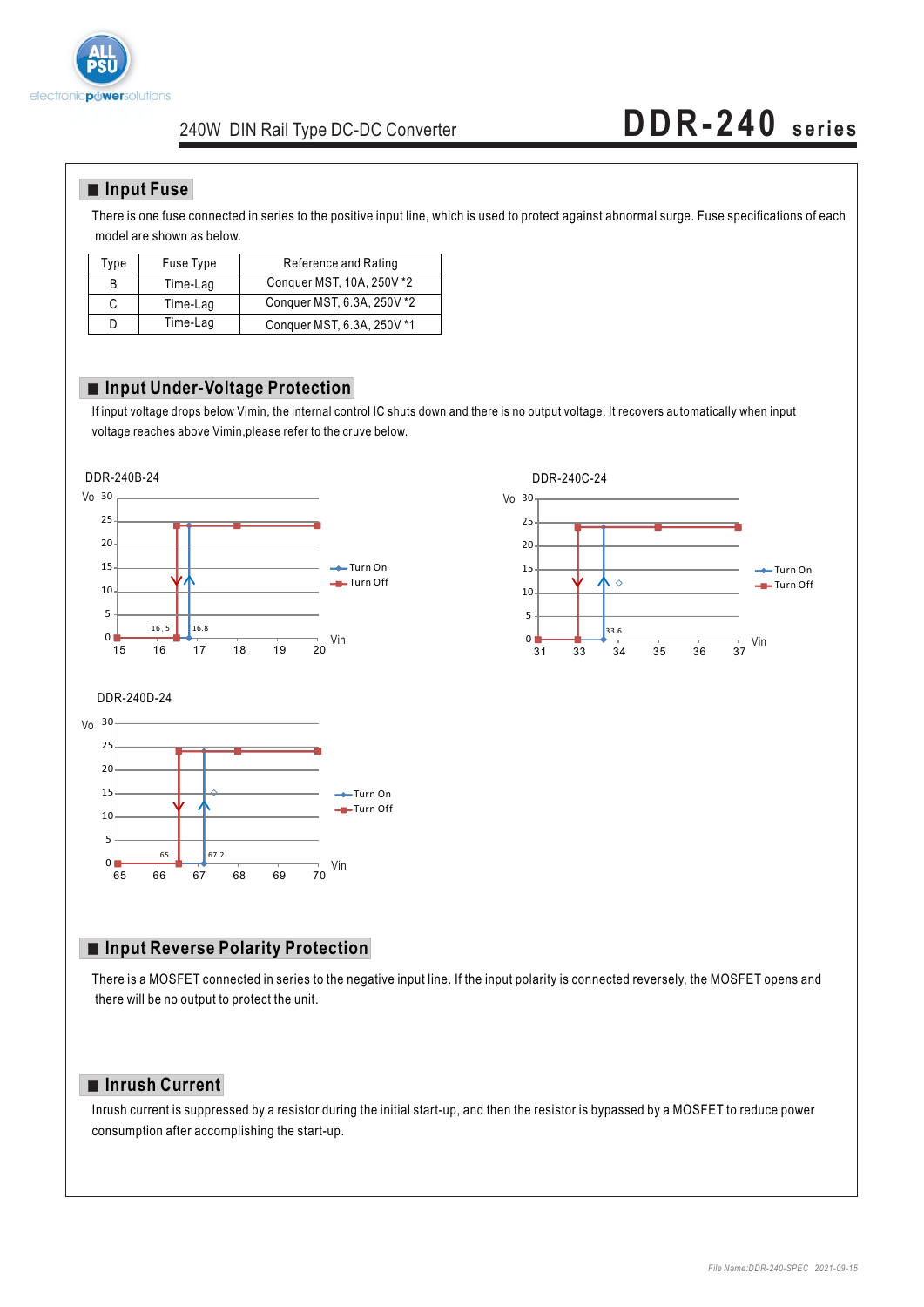## Input Fuse

There is one fuse connected in series to the positive input line, which is used to protect against abnormal surge. Fuse specifications of each model are shown as below.

| Type | Fuse Type | Reference and Rating |
|---|---|---|
| B | Time-Lag | Conquer MST, 10A, 250V *2 |
| C | Time-Lag | Conquer MST, 6.3A, 250V *2 |
| D | Time-Lag | Conquer MST, 6.3A, 250V *1 |

## Input Under-Voltage Protection

If input voltage drops below Vimin, the internal control IC shuts down and there is no output voltage. It recovers automatically when input voltage reaches above Vimin,please refer to the cruve below.

DDR-240B-24

Vo; Vin; Turn On; Turn Off; 16.5; 16.8

DDR-240C-24

Vo; Vin; Turn On; Turn Off; 33.6

DDR-240D-24

Vo; Vin; Turn On; Turn Off; 65; 67.2

## Input Reverse Polarity Protection

There is a MOSFET connected in series to the negative input line. If the input polarity is connected reversely, the MOSFET opens and there will be no output to protect the unit.

## Inrush Current

Inrush current is suppressed by a resistor during the initial start-up, and then the resistor is bypassed by a MOSFET to reduce power consumption after accomplishing the start-up.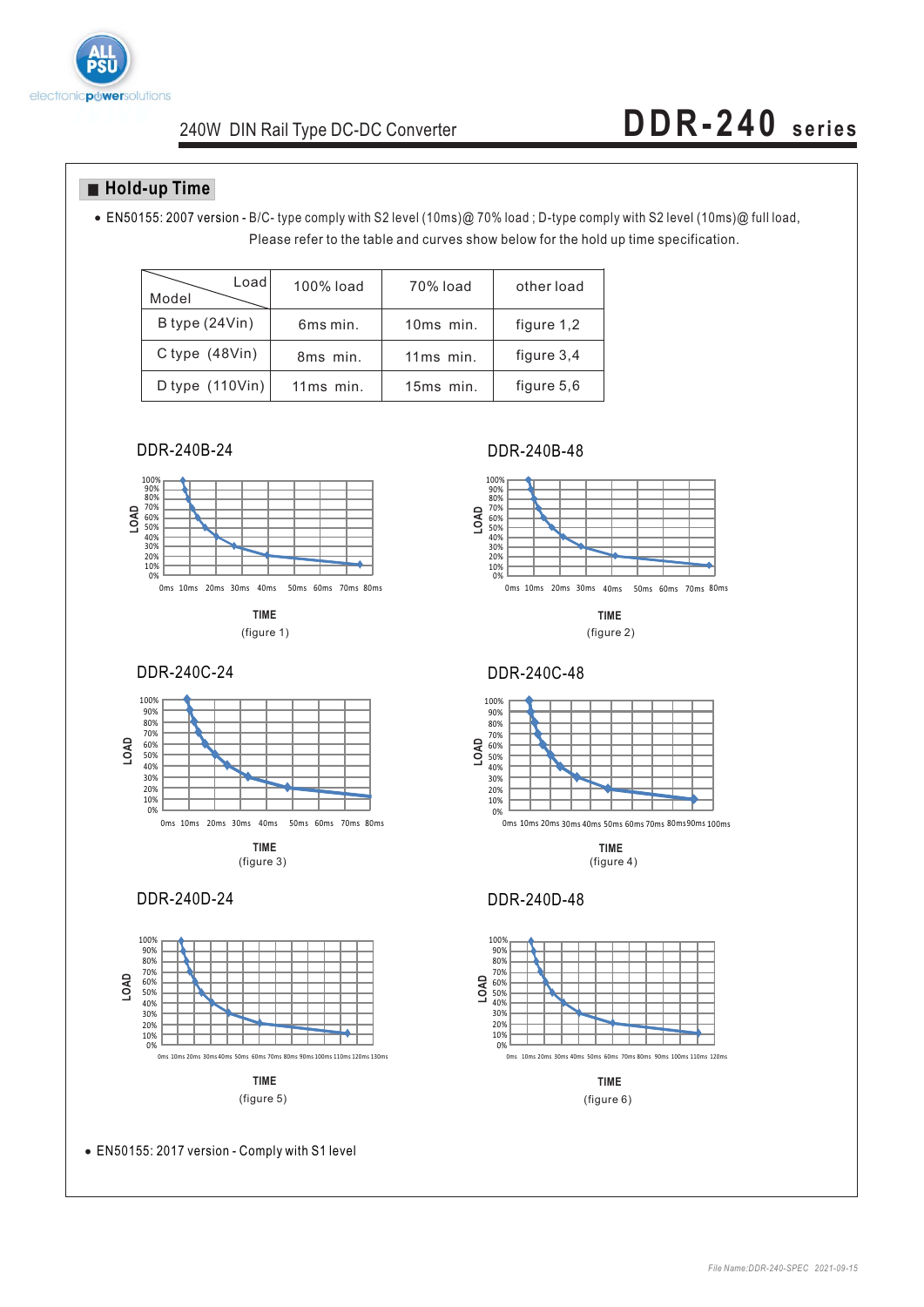## Hold-up Time

- EN50155: 2007 version - B/C- type comply with S2 level (10ms)@ 70% load ; D-type comply with S2 level (10ms)@ full load, Please refer to the table and curves show below for the hold up time specification.

| Model \ Load | 100% load | 70% load | other load |
|---|---|---|---|
| B type (24Vin) | 6ms min. | 10ms min. | figure 1,2 |
| C type (48Vin) | 8ms min. | 11ms min. | figure 3,4 |
| D type (110Vin) | 11ms min. | 15ms min. | figure 5,6 |

DDR-240B-24

(figure 1)

DDR-240B-48

(figure 2)

DDR-240C-24

(figure 3)

DDR-240C-48

(figure 4)

DDR-240D-24

(figure 5)

DDR-240D-48

(figure 6)

- EN50155: 2017 version - Comply with S1 level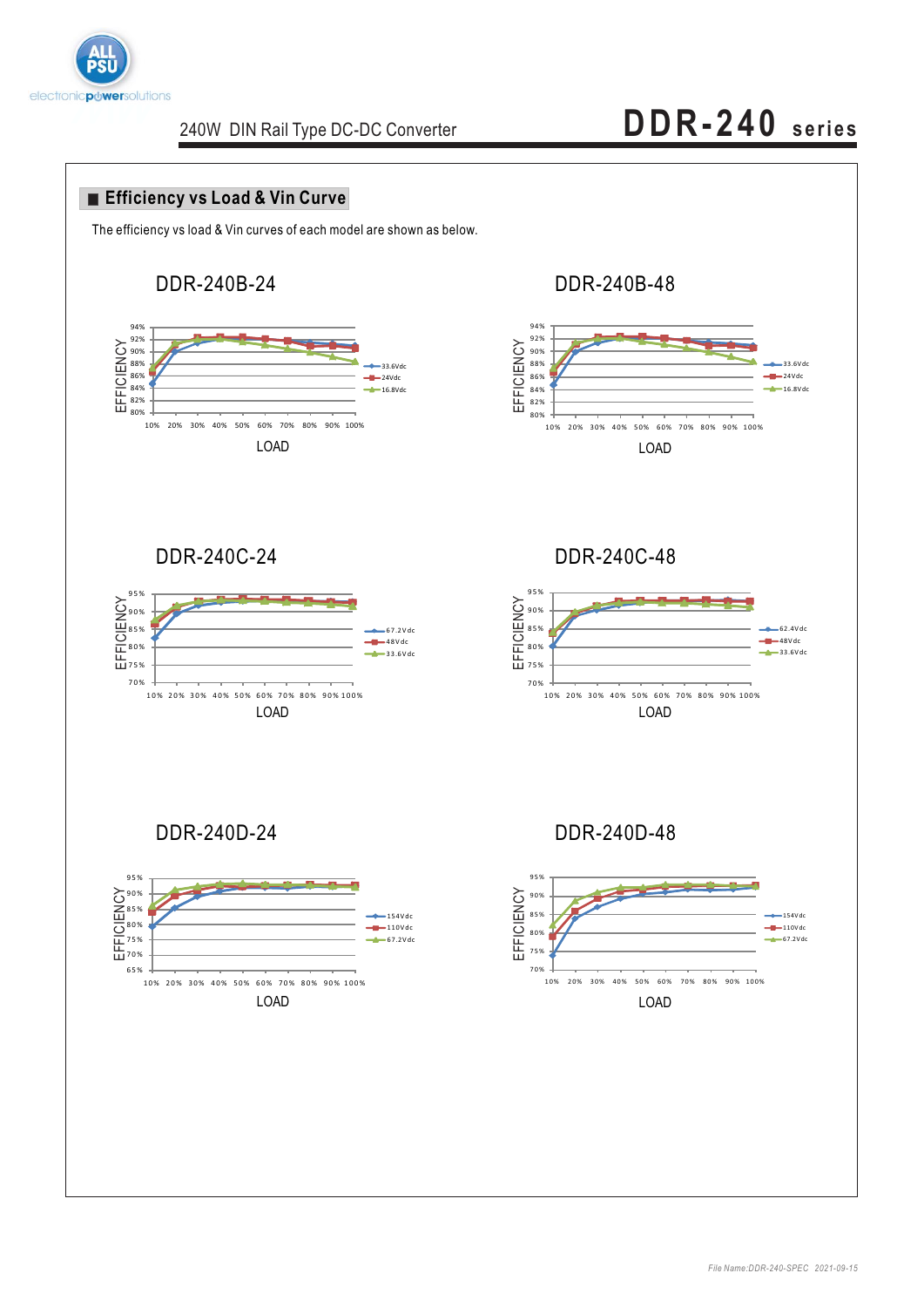## Efficiency vs Load & Vin Curve

The efficiency vs load & Vin curves of each model are shown as below.

### DDR-240B-24

EFFICIENCY: 80%, 82%, 84%, 86%, 88%, 90%, 92%, 94%

LOAD: 10% 20% 30% 40% 50% 60% 70% 80% 90% 100%

Legend: 33.6Vdc, 24Vdc, 16.8Vdc

### DDR-240B-48

EFFICIENCY: 80%, 82%, 84%, 86%, 88%, 90%, 92%, 94%

LOAD: 10% 20% 30% 40% 50% 60% 70% 80% 90% 100%

Legend: 33.6Vdc, 24Vdc, 16.8Vdc

### DDR-240C-24

EFFICIENCY: 70%, 75%, 80%, 85%, 90%, 95%

LOAD: 10% 20% 30% 40% 50% 60% 70% 80% 90% 100%

Legend: 67.2Vdc, 48Vdc, 33.6Vdc

### DDR-240C-48

EFFICIENCY: 70%, 75%, 80%, 85%, 90%, 95%

LOAD: 10% 20% 30% 40% 50% 60% 70% 80% 90% 100%

Legend: 62.4Vdc, 48Vdc, 33.6Vdc

### DDR-240D-24

EFFICIENCY: 65%, 70%, 75%, 80%, 85%, 90%, 95%

LOAD: 10% 20% 30% 40% 50% 60% 70% 80% 90% 100%

Legend: 154Vdc, 110Vdc, 67.2Vdc

### DDR-240D-48

EFFICIENCY: 70%, 75%, 80%, 85%, 90%, 95%

LOAD: 10% 20% 30% 40% 50% 60% 70% 80% 90% 100%

Legend: 154Vdc, 110Vdc, 67.2Vdc

*File Name:DDR-240-SPEC 2021-09-15*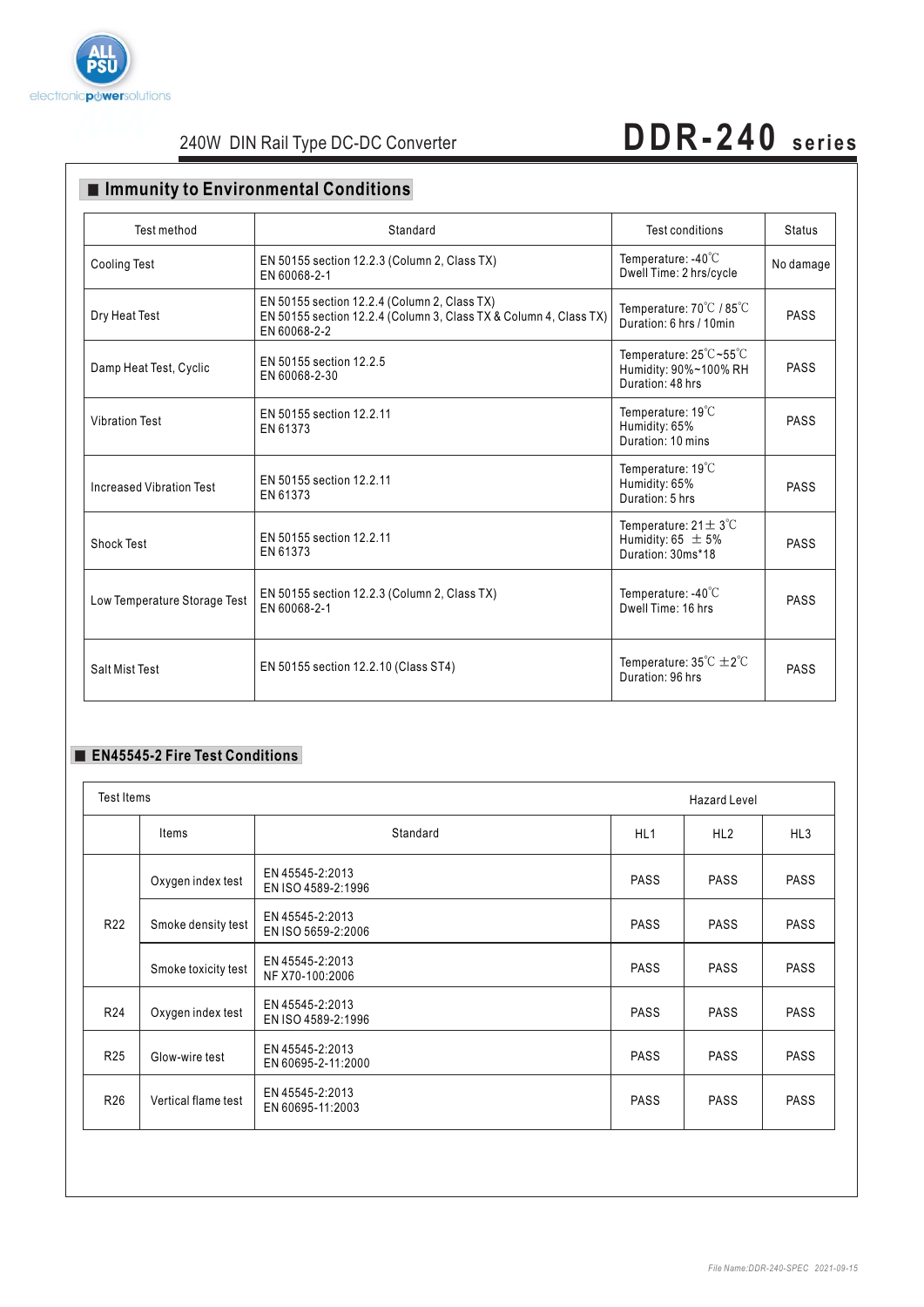## Immunity to Environmental Conditions

| Test method | Standard | Test conditions | Status |
|---|---|---|---|
| Cooling Test | EN 50155 section 12.2.3 (Column 2, Class TX)<br>EN 60068-2-1 | Temperature: -40℃<br>Dwell Time: 2 hrs/cycle | No damage |
| Dry Heat Test | EN 50155 section 12.2.4 (Column 2, Class TX)<br>EN 50155 section 12.2.4 (Column 3, Class TX & Column 4, Class TX)<br>EN 60068-2-2 | Temperature: 70℃ / 85℃<br>Duration: 6 hrs / 10min | PASS |
| Damp Heat Test, Cyclic | EN 50155 section 12.2.5<br>EN 60068-2-30 | Temperature: 25℃~55℃<br>Humidity: 90%~100% RH<br>Duration: 48 hrs | PASS |
| Vibration Test | EN 50155 section 12.2.11<br>EN 61373 | Temperature: 19℃<br>Humidity: 65%<br>Duration: 10 mins | PASS |
| Increased Vibration Test | EN 50155 section 12.2.11<br>EN 61373 | Temperature: 19℃<br>Humidity: 65%<br>Duration: 5 hrs | PASS |
| Shock Test | EN 50155 section 12.2.11<br>EN 61373 | Temperature: 21± 3℃<br>Humidity: 65 ± 5%<br>Duration: 30ms*18 | PASS |
| Low Temperature Storage Test | EN 50155 section 12.2.3 (Column 2, Class TX)<br>EN 60068-2-1 | Temperature: -40℃<br>Dwell Time: 16 hrs | PASS |
| Salt Mist Test | EN 50155 section 12.2.10 (Class ST4) | Temperature: 35℃ ±2℃<br>Duration: 96 hrs | PASS |

## EN45545-2 Fire Test Conditions

| Test Items | | | Hazard Level | | |
|---|---|---|---|---|---|
| | Items | Standard | HL1 | HL2 | HL3 |
| R22 | Oxygen index test | EN 45545-2:2013<br>EN ISO 4589-2:1996 | PASS | PASS | PASS |
| R22 | Smoke density test | EN 45545-2:2013<br>EN ISO 5659-2:2006 | PASS | PASS | PASS |
| R22 | Smoke toxicity test | EN 45545-2:2013<br>NF X70-100:2006 | PASS | PASS | PASS |
| R24 | Oxygen index test | EN 45545-2:2013<br>EN ISO 4589-2:1996 | PASS | PASS | PASS |
| R25 | Glow-wire test | EN 45545-2:2013<br>EN 60695-2-11:2000 | PASS | PASS | PASS |
| R26 | Vertical flame test | EN 45545-2:2013<br>EN 60695-11:2003 | PASS | PASS | PASS |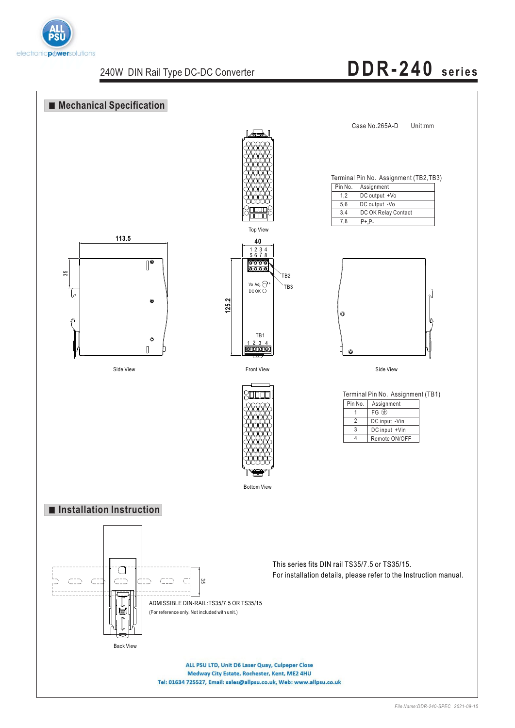240W DIN Rail Type DC-DC Converter

# DDR-240 series

## Mechanical Specification

Case No.265A-D Unit:mm

Top View

113.5

35

40

1 2 3 4
5 6 7 8

TB2

TB3

Vo Adj.

DC OK

125.2

TB1

1 2 3 4

Side View

Front View

Side View

Bottom View

Terminal Pin No. Assignment (TB2,TB3)

| Pin No. | Assignment |
| --- | --- |
| 1,2 | DC output +Vo |
| 5,6 | DC output -Vo |
| 3,4 | DC OK Relay Contact |
| 7,8 | P+,P- |

Terminal Pin No. Assignment (TB1)

| Pin No. | Assignment |
| --- | --- |
| 1 | FG ⏚ |
| 2 | DC input -Vin |
| 3 | DC input +Vin |
| 4 | Remote ON/OFF |

## Installation Instruction

35

ADMISSIBLE DIN-RAIL:TS35/7.5 OR TS35/15

(For reference only. Not included with unit.)

Back View

This series fits DIN rail TS35/7.5 or TS35/15.
For installation details, please refer to the Instruction manual.

**ALL PSU LTD, Unit D6 Laser Quay, Culpeper Close**
**Medway City Estate, Rochester, Kent, ME2 4HU**
**Tel: 01634 725527, Email: sales@allpsu.co.uk, Web: www.allpsu.co.uk**

*File Name:DDR-240-SPEC 2021-09-15*